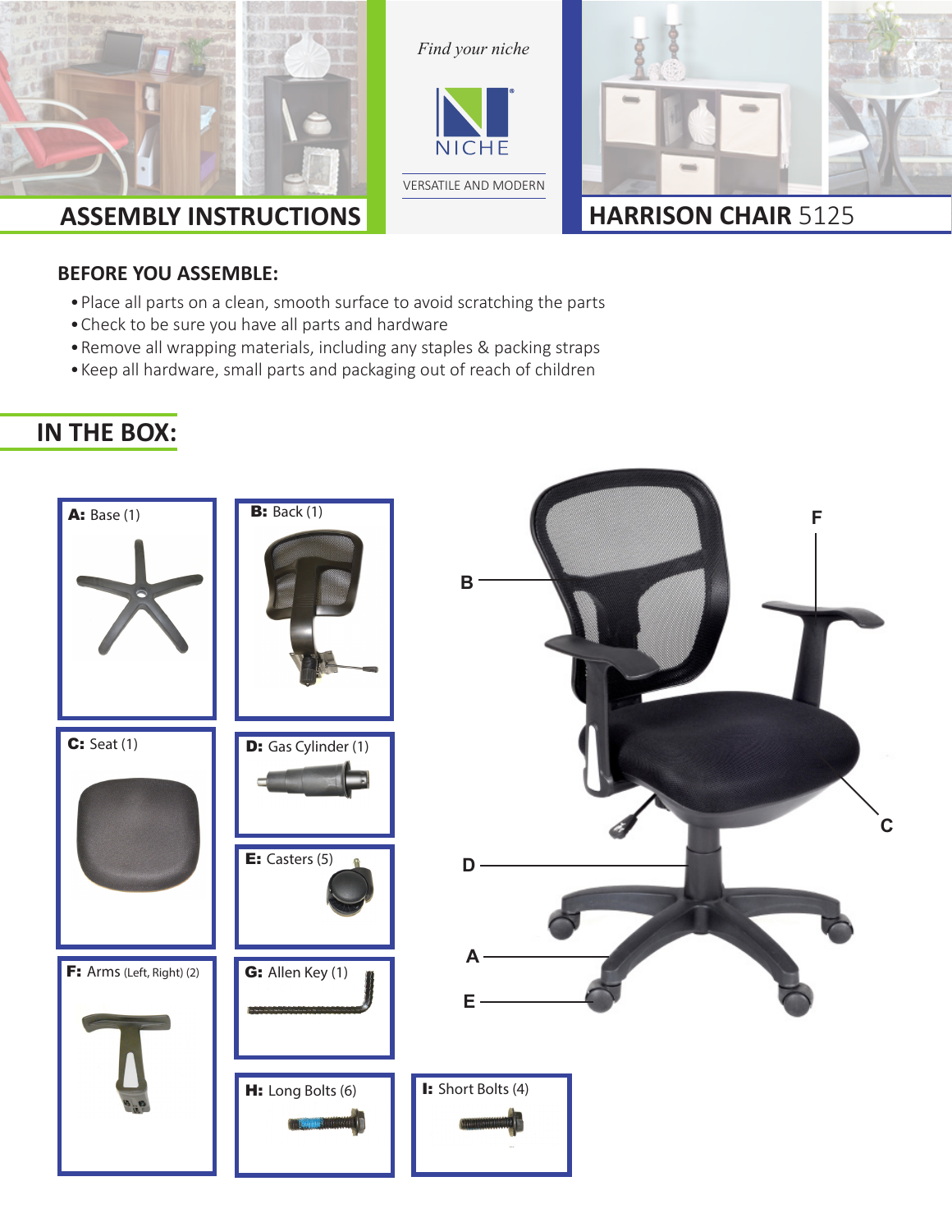Find your niche

NICHE

VERSATILE AND MODERN

# ASSEMBLY INSTRUCTIONS

# HARRISON CHAIR 5125

## BEFORE YOU ASSEMBLE:

- Place all parts on a clean, smooth surface to avoid scratching the parts
- Check to be sure you have all parts and hardware
- Remove all wrapping materials, including any staples & packing straps
- Keep all hardware, small parts and packaging out of reach of children

## IN THE BOX:

**A:** Base (1)

**B:** Back (1)

**C:** Seat (1)

**D:** Gas Cylinder (1)

**E:** Casters (5)

**F:** Arms (Left, Right) (2)

**G:** Allen Key (1)

**H:** Long Bolts (6)

**I:** Short Bolts (4)

B

F

C

D

A

E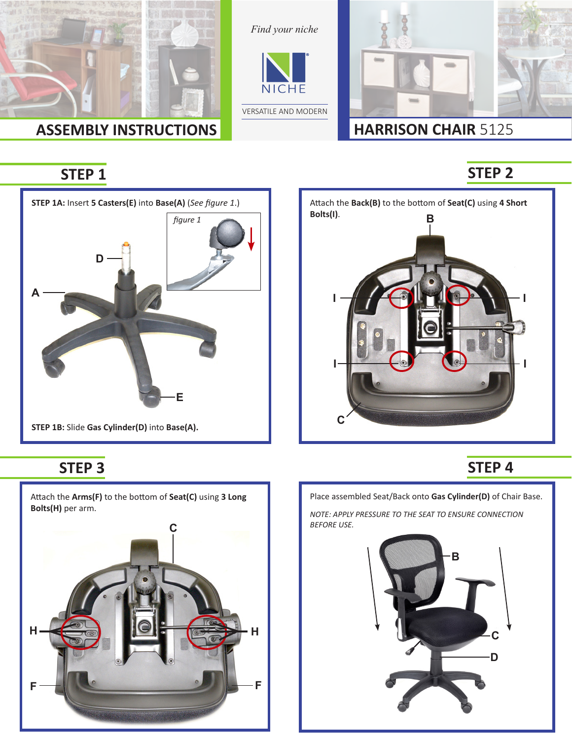# ASSEMBLY INSTRUCTIONS

*Find your niche*

NICHE

VERSATILE AND MODERN

# HARRISON CHAIR 5125

## STEP 1

**STEP 1A:** Insert **5 Casters(E)** into **Base(A)** (*See figure 1.*)

*figure 1*

D

A

E

**STEP 1B:** Slide **Gas Cylinder(D)** into **Base(A).**

## STEP 2

Attach the **Back(B)** to the bottom of **Seat(C)** using **4 Short Bolts(I)**.

B

I

I

I

I

C

## STEP 3

Attach the **Arms(F)** to the bottom of **Seat(C)** using **3 Long Bolts(H)** per arm.

C

H

H

F

F

## STEP 4

Place assembled Seat/Back onto **Gas Cylinder(D)** of Chair Base.

*NOTE: APPLY PRESSURE TO THE SEAT TO ENSURE CONNECTION BEFORE USE.*

B

C

D